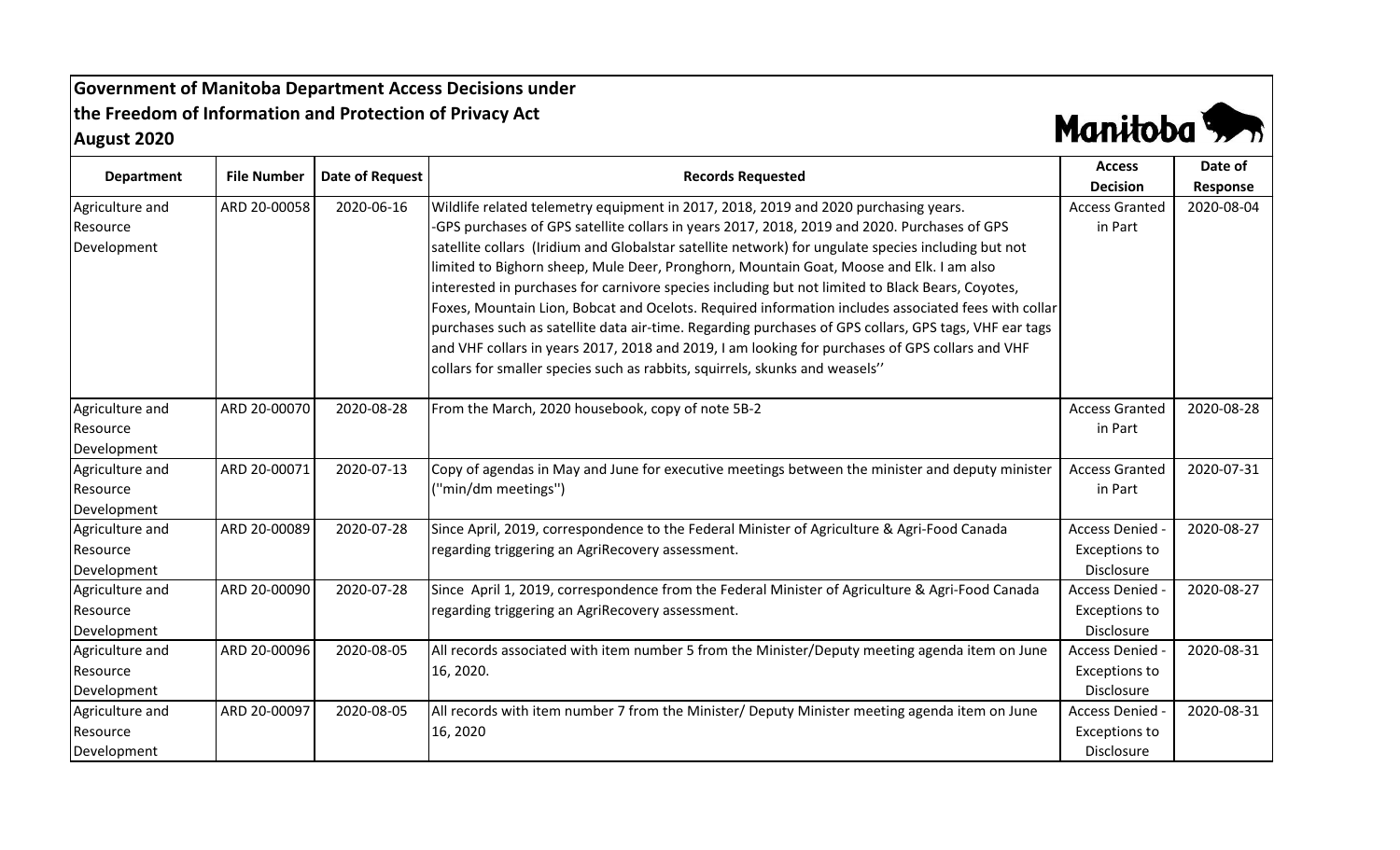# Government of Manitoba Department Access Decisions under the Freedom of Information and Protection of Privacy Act

## August 2020

| Department | File Number | Date of Request | Records Requested | Access Decision | Date of Response |
|---|---|---|---|---|---|
| Agriculture and Resource Development | ARD 20-00058 | 2020-06-16 | Wildlife related telemetry equipment in 2017, 2018, 2019 and 2020 purchasing years. -GPS purchases of GPS satellite collars in years 2017, 2018, 2019 and 2020. Purchases of GPS satellite collars (Iridium and Globalstar satellite network) for ungulate species including but not limited to Bighorn sheep, Mule Deer, Pronghorn, Mountain Goat, Moose and Elk. I am also interested in purchases for carnivore species including but not limited to Black Bears, Coyotes, Foxes, Mountain Lion, Bobcat and Ocelots. Required information includes associated fees with collar purchases such as satellite data air-time. Regarding purchases of GPS collars, GPS tags, VHF ear tags and VHF collars in years 2017, 2018 and 2019, I am looking for purchases of GPS collars and VHF collars for smaller species such as rabbits, squirrels, skunks and weasels'' | Access Granted in Part | 2020-08-04 |
| Agriculture and Resource Development | ARD 20-00070 | 2020-08-28 | From the March, 2020 housebook, copy of note 5B-2 | Access Granted in Part | 2020-08-28 |
| Agriculture and Resource Development | ARD 20-00071 | 2020-07-13 | Copy of agendas in May and June for executive meetings between the minister and deputy minister (''min/dm meetings'') | Access Granted in Part | 2020-07-31 |
| Agriculture and Resource Development | ARD 20-00089 | 2020-07-28 | Since April, 2019, correspondence to the Federal Minister of Agriculture & Agri-Food Canada regarding triggering an AgriRecovery assessment. | Access Denied - Exceptions to Disclosure | 2020-08-27 |
| Agriculture and Resource Development | ARD 20-00090 | 2020-07-28 | Since April 1, 2019, correspondence from the Federal Minister of Agriculture & Agri-Food Canada regarding triggering an AgriRecovery assessment. | Access Denied - Exceptions to Disclosure | 2020-08-27 |
| Agriculture and Resource Development | ARD 20-00096 | 2020-08-05 | All records associated with item number 5 from the Minister/Deputy meeting agenda item on June 16, 2020. | Access Denied - Exceptions to Disclosure | 2020-08-31 |
| Agriculture and Resource Development | ARD 20-00097 | 2020-08-05 | All records with item number 7 from the Minister/ Deputy Minister meeting agenda item on June 16, 2020 | Access Denied - Exceptions to Disclosure | 2020-08-31 |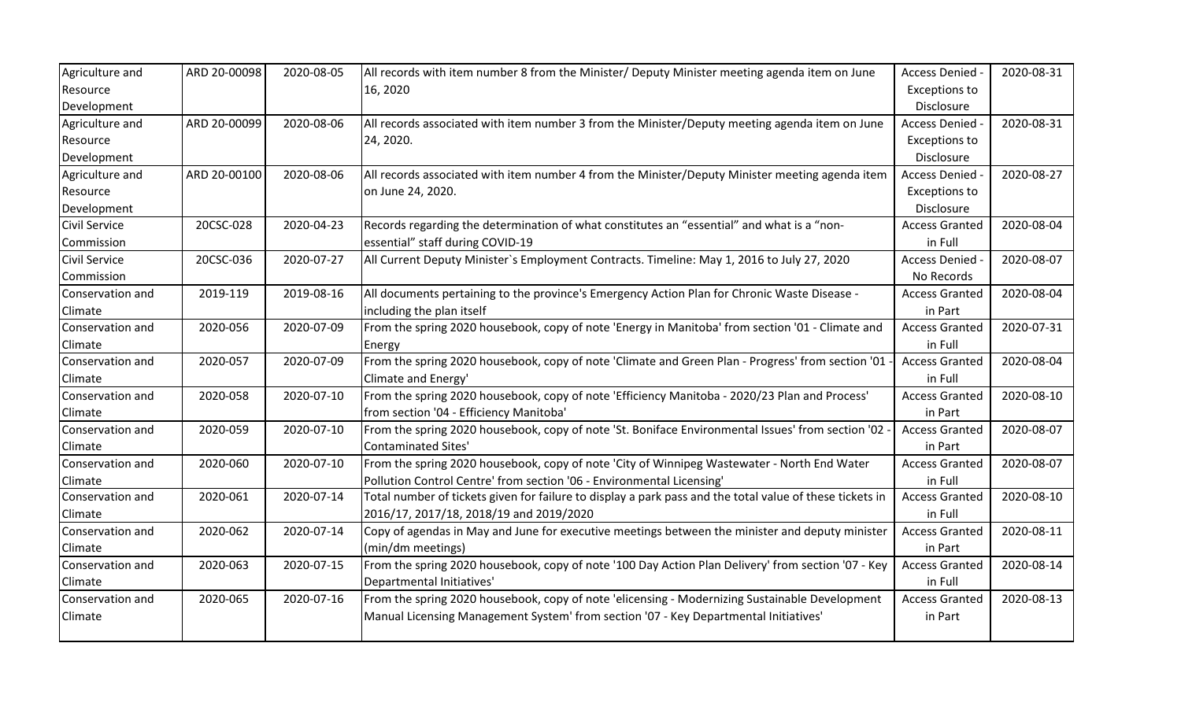| | | | | | |
|---|---|---|---|---|---|
| Agriculture and Resource Development | ARD 20-00098 | 2020-08-05 | All records with item number 8 from the Minister/ Deputy Minister meeting agenda item on June 16, 2020 | Access Denied - Exceptions to Disclosure | 2020-08-31 |
| Agriculture and Resource Development | ARD 20-00099 | 2020-08-06 | All records associated with item number 3 from the Minister/Deputy meeting agenda item on June 24, 2020. | Access Denied - Exceptions to Disclosure | 2020-08-31 |
| Agriculture and Resource Development | ARD 20-00100 | 2020-08-06 | All records associated with item number 4 from the Minister/Deputy Minister meeting agenda item on June 24, 2020. | Access Denied - Exceptions to Disclosure | 2020-08-27 |
| Civil Service Commission | 20CSC-028 | 2020-04-23 | Records regarding the determination of what constitutes an "essential" and what is a "non-essential" staff during COVID-19 | Access Granted in Full | 2020-08-04 |
| Civil Service Commission | 20CSC-036 | 2020-07-27 | All Current Deputy Minister`s Employment Contracts. Timeline: May 1, 2016 to July 27, 2020 | Access Denied - No Records | 2020-08-07 |
| Conservation and Climate | 2019-119 | 2019-08-16 | All documents pertaining to the province's Emergency Action Plan for Chronic Waste Disease - including the plan itself | Access Granted in Part | 2020-08-04 |
| Conservation and Climate | 2020-056 | 2020-07-09 | From the spring 2020 housebook, copy of note 'Energy in Manitoba' from section '01 - Climate and Energy | Access Granted in Full | 2020-07-31 |
| Conservation and Climate | 2020-057 | 2020-07-09 | From the spring 2020 housebook, copy of note 'Climate and Green Plan - Progress' from section '01 - Climate and Energy' | Access Granted in Full | 2020-08-04 |
| Conservation and Climate | 2020-058 | 2020-07-10 | From the spring 2020 housebook, copy of note 'Efficiency Manitoba - 2020/23 Plan and Process' from section '04 - Efficiency Manitoba' | Access Granted in Part | 2020-08-10 |
| Conservation and Climate | 2020-059 | 2020-07-10 | From the spring 2020 housebook, copy of note 'St. Boniface Environmental Issues' from section '02 - Contaminated Sites' | Access Granted in Part | 2020-08-07 |
| Conservation and Climate | 2020-060 | 2020-07-10 | From the spring 2020 housebook, copy of note 'City of Winnipeg Wastewater - North End Water Pollution Control Centre' from section '06 - Environmental Licensing' | Access Granted in Full | 2020-08-07 |
| Conservation and Climate | 2020-061 | 2020-07-14 | Total number of tickets given for failure to display a park pass and the total value of these tickets in 2016/17, 2017/18, 2018/19 and 2019/2020 | Access Granted in Full | 2020-08-10 |
| Conservation and Climate | 2020-062 | 2020-07-14 | Copy of agendas in May and June for executive meetings between the minister and deputy minister (min/dm meetings) | Access Granted in Part | 2020-08-11 |
| Conservation and Climate | 2020-063 | 2020-07-15 | From the spring 2020 housebook, copy of note '100 Day Action Plan Delivery' from section '07 - Key Departmental Initiatives' | Access Granted in Full | 2020-08-14 |
| Conservation and Climate | 2020-065 | 2020-07-16 | From the spring 2020 housebook, copy of note 'elicensing - Modernizing Sustainable Development Manual Licensing Management System' from section '07 - Key Departmental Initiatives' | Access Granted in Part | 2020-08-13 |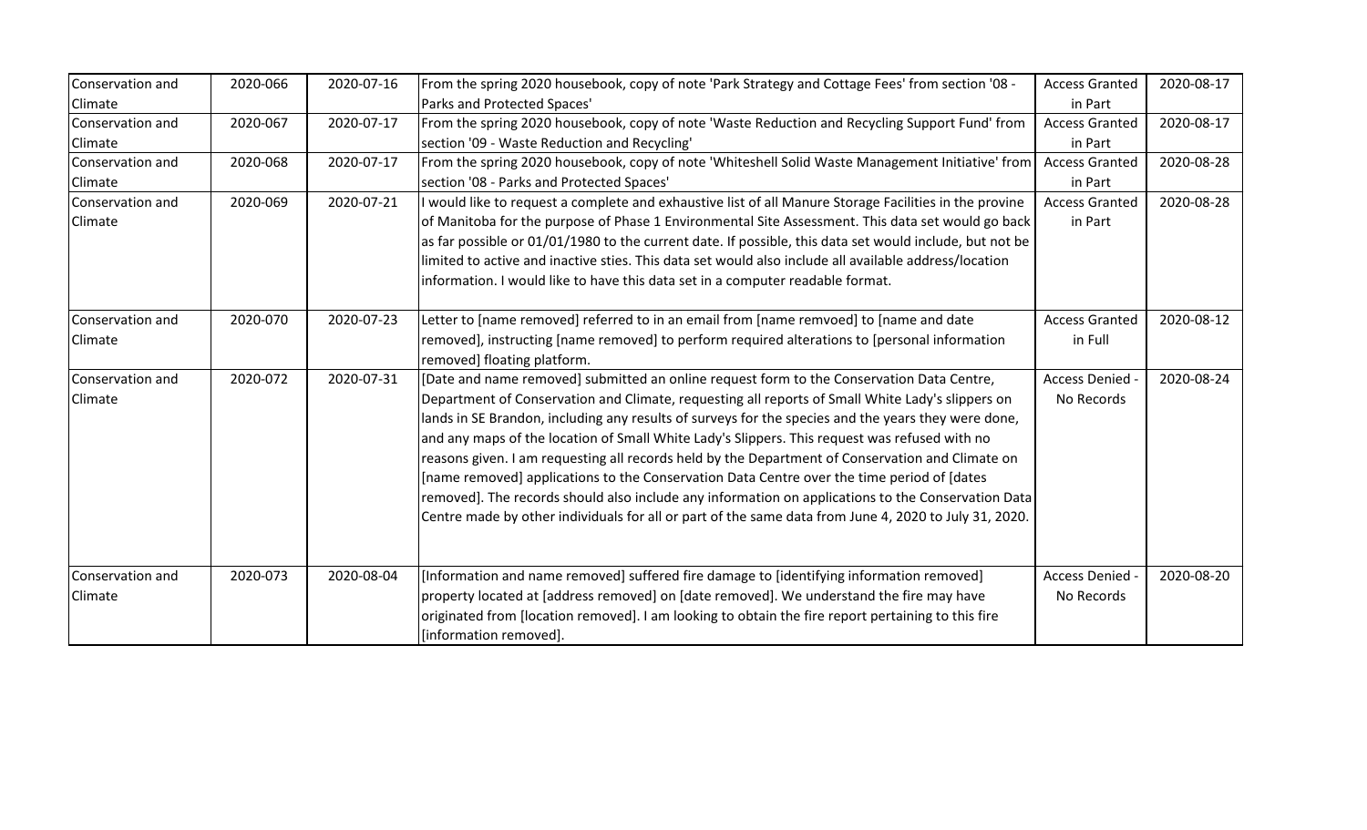| Conservation and Climate | 2020-066 | 2020-07-16 | From the spring 2020 housebook, copy of note 'Park Strategy and Cottage Fees' from section '08 - Parks and Protected Spaces' | Access Granted in Part | 2020-08-17 |
|---|---|---|---|---|---|
| Conservation and Climate | 2020-067 | 2020-07-17 | From the spring 2020 housebook, copy of note 'Waste Reduction and Recycling Support Fund' from section '09 - Waste Reduction and Recycling' | Access Granted in Part | 2020-08-17 |
| Conservation and Climate | 2020-068 | 2020-07-17 | From the spring 2020 housebook, copy of note 'Whiteshell Solid Waste Management Initiative' from section '08 - Parks and Protected Spaces' | Access Granted in Part | 2020-08-28 |
| Conservation and Climate | 2020-069 | 2020-07-21 | I would like to request a complete and exhaustive list of all Manure Storage Facilities in the provine of Manitoba for the purpose of Phase 1 Environmental Site Assessment. This data set would go back as far possible or 01/01/1980 to the current date. If possible, this data set would include, but not be limited to active and inactive sties. This data set would also include all available address/location information. I would like to have this data set in a computer readable format. | Access Granted in Part | 2020-08-28 |
| Conservation and Climate | 2020-070 | 2020-07-23 | Letter to [name removed] referred to in an email from [name remvoed] to [name and date removed], instructing [name removed] to perform required alterations to [personal information removed] floating platform. | Access Granted in Full | 2020-08-12 |
| Conservation and Climate | 2020-072 | 2020-07-31 | [Date and name removed] submitted an online request form to the Conservation Data Centre, Department of Conservation and Climate, requesting all reports of Small White Lady's slippers on lands in SE Brandon, including any results of surveys for the species and the years they were done, and any maps of the location of Small White Lady's Slippers. This request was refused with no reasons given. I am requesting all records held by the Department of Conservation and Climate on [name removed] applications to the Conservation Data Centre over the time period of [dates removed]. The records should also include any information on applications to the Conservation Data Centre made by other individuals for all or part of the same data from June 4, 2020 to July 31, 2020. | Access Denied - No Records | 2020-08-24 |
| Conservation and Climate | 2020-073 | 2020-08-04 | [Information and name removed] suffered fire damage to [identifying information removed] property located at [address removed] on [date removed]. We understand the fire may have originated from [location removed]. I am looking to obtain the fire report pertaining to this fire [information removed]. | Access Denied - No Records | 2020-08-20 |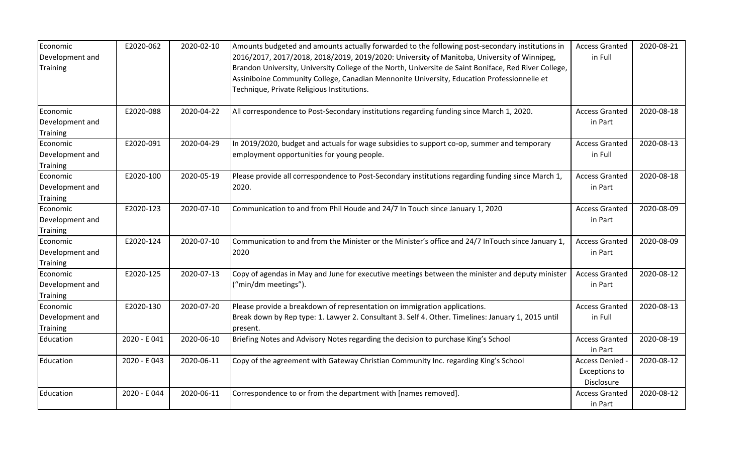| | | | | | |
|---|---|---|---|---|---|
| Economic Development and Training | E2020-062 | 2020-02-10 | Amounts budgeted and amounts actually forwarded to the following post-secondary institutions in 2016/2017, 2017/2018, 2018/2019, 2019/2020: University of Manitoba, University of Winnipeg, Brandon University, University College of the North, Universite de Saint Boniface, Red River College, Assiniboine Community College, Canadian Mennonite University, Education Professionnelle et Technique, Private Religious Institutions. | Access Granted in Full | 2020-08-21 |
| Economic Development and Training | E2020-088 | 2020-04-22 | All correspondence to Post-Secondary institutions regarding funding since March 1, 2020. | Access Granted in Part | 2020-08-18 |
| Economic Development and Training | E2020-091 | 2020-04-29 | In 2019/2020, budget and actuals for wage subsidies to support co-op, summer and temporary employment opportunities for young people. | Access Granted in Full | 2020-08-13 |
| Economic Development and Training | E2020-100 | 2020-05-19 | Please provide all correspondence to Post-Secondary institutions regarding funding since March 1, 2020. | Access Granted in Part | 2020-08-18 |
| Economic Development and Training | E2020-123 | 2020-07-10 | Communication to and from Phil Houde and 24/7 In Touch since January 1, 2020 | Access Granted in Part | 2020-08-09 |
| Economic Development and Training | E2020-124 | 2020-07-10 | Communication to and from the Minister or the Minister's office and 24/7 InTouch since January 1, 2020 | Access Granted in Part | 2020-08-09 |
| Economic Development and Training | E2020-125 | 2020-07-13 | Copy of agendas in May and June for executive meetings between the minister and deputy minister ("min/dm meetings"). | Access Granted in Part | 2020-08-12 |
| Economic Development and Training | E2020-130 | 2020-07-20 | Please provide a breakdown of representation on immigration applications. Break down by Rep type: 1. Lawyer 2. Consultant 3. Self 4. Other. Timelines: January 1, 2015 until present. | Access Granted in Full | 2020-08-13 |
| Education | 2020 - E 041 | 2020-06-10 | Briefing Notes and Advisory Notes regarding the decision to purchase King's School | Access Granted in Part | 2020-08-19 |
| Education | 2020 - E 043 | 2020-06-11 | Copy of the agreement with Gateway Christian Community Inc. regarding King's School | Access Denied - Exceptions to Disclosure | 2020-08-12 |
| Education | 2020 - E 044 | 2020-06-11 | Correspondence to or from the department with [names removed]. | Access Granted in Part | 2020-08-12 |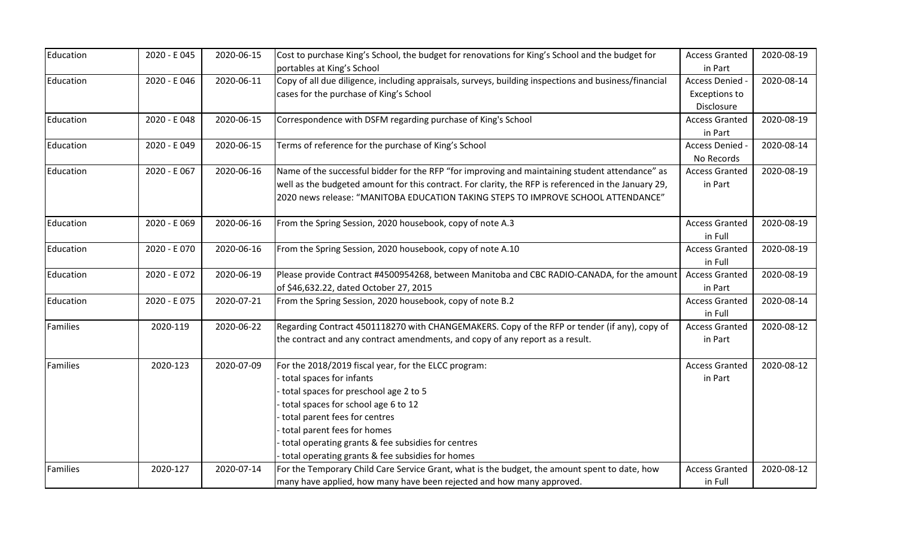| Education | 2020 - E 045 | 2020-06-15 | Cost to purchase King's School, the budget for renovations for King's School and the budget for portables at King's School | Access Granted in Part | 2020-08-19 |
|---|---|---|---|---|---|
| Education | 2020 - E 046 | 2020-06-11 | Copy of all due diligence, including appraisals, surveys, building inspections and business/financial cases for the purchase of King's School | Access Denied - Exceptions to Disclosure | 2020-08-14 |
| Education | 2020 - E 048 | 2020-06-15 | Correspondence with DSFM regarding purchase of King's School | Access Granted in Part | 2020-08-19 |
| Education | 2020 - E 049 | 2020-06-15 | Terms of reference for the purchase of King's School | Access Denied - No Records | 2020-08-14 |
| Education | 2020 - E 067 | 2020-06-16 | Name of the successful bidder for the RFP "for improving and maintaining student attendance" as well as the budgeted amount for this contract. For clarity, the RFP is referenced in the January 29, 2020 news release: "MANITOBA EDUCATION TAKING STEPS TO IMPROVE SCHOOL ATTENDANCE" | Access Granted in Part | 2020-08-19 |
| Education | 2020 - E 069 | 2020-06-16 | From the Spring Session, 2020 housebook, copy of note A.3 | Access Granted in Full | 2020-08-19 |
| Education | 2020 - E 070 | 2020-06-16 | From the Spring Session, 2020 housebook, copy of note A.10 | Access Granted in Full | 2020-08-19 |
| Education | 2020 - E 072 | 2020-06-19 | Please provide Contract #4500954268, between Manitoba and CBC RADIO-CANADA, for the amount of $46,632.22, dated October 27, 2015 | Access Granted in Part | 2020-08-19 |
| Education | 2020 - E 075 | 2020-07-21 | From the Spring Session, 2020 housebook, copy of note B.2 | Access Granted in Full | 2020-08-14 |
| Families | 2020-119 | 2020-06-22 | Regarding Contract 4501118270 with CHANGEMAKERS. Copy of the RFP or tender (if any), copy of the contract and any contract amendments, and copy of any report as a result. | Access Granted in Part | 2020-08-12 |
| Families | 2020-123 | 2020-07-09 | For the 2018/2019 fiscal year, for the ELCC program:<br>- total spaces for infants<br>- total spaces for preschool age 2 to 5<br>- total spaces for school age 6 to 12<br>- total parent fees for centres<br>- total parent fees for homes<br>- total operating grants & fee subsidies for centres<br>- total operating grants & fee subsidies for homes | Access Granted in Part | 2020-08-12 |
| Families | 2020-127 | 2020-07-14 | For the Temporary Child Care Service Grant, what is the budget, the amount spent to date, how many have applied, how many have been rejected and how many approved. | Access Granted in Full | 2020-08-12 |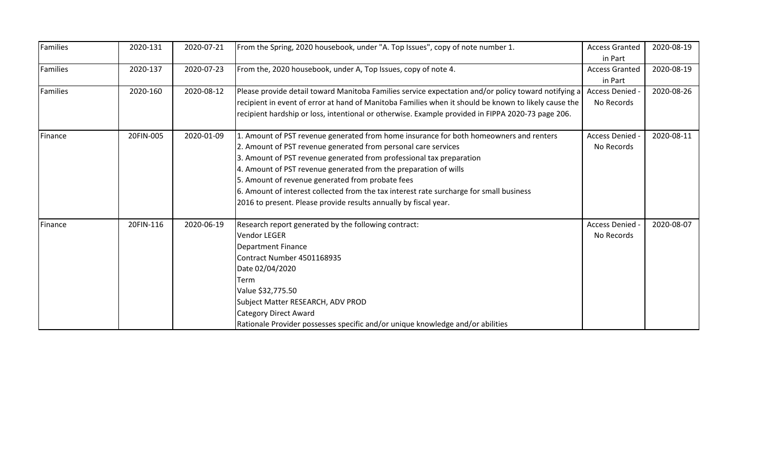| Families | 2020-131 | 2020-07-21 | From the Spring, 2020 housebook, under "A. Top Issues", copy of note number 1. | Access Granted in Part | 2020-08-19 |
|---|---|---|---|---|---|
| Families | 2020-137 | 2020-07-23 | From the, 2020 housebook, under A, Top Issues, copy of note 4. | Access Granted in Part | 2020-08-19 |
| Families | 2020-160 | 2020-08-12 | Please provide detail toward Manitoba Families service expectation and/or policy toward notifying a recipient in event of error at hand of Manitoba Families when it should be known to likely cause the recipient hardship or loss, intentional or otherwise. Example provided in FIPPA 2020-73 page 206. | Access Denied - No Records | 2020-08-26 |
| Finance | 20FIN-005 | 2020-01-09 | 1. Amount of PST revenue generated from home insurance for both homeowners and renters<br>2. Amount of PST revenue generated from personal care services<br>3. Amount of PST revenue generated from professional tax preparation<br>4. Amount of PST revenue generated from the preparation of wills<br>5. Amount of revenue generated from probate fees<br>6. Amount of interest collected from the tax interest rate surcharge for small business<br>2016 to present. Please provide results annually by fiscal year. | Access Denied - No Records | 2020-08-11 |
| Finance | 20FIN-116 | 2020-06-19 | Research report generated by the following contract:<br>Vendor LEGER<br>Department Finance<br>Contract Number 4501168935<br>Date 02/04/2020<br>Term<br>Value $32,775.50<br>Subject Matter RESEARCH, ADV PROD<br>Category Direct Award<br>Rationale Provider possesses specific and/or unique knowledge and/or abilities | Access Denied - No Records | 2020-08-07 |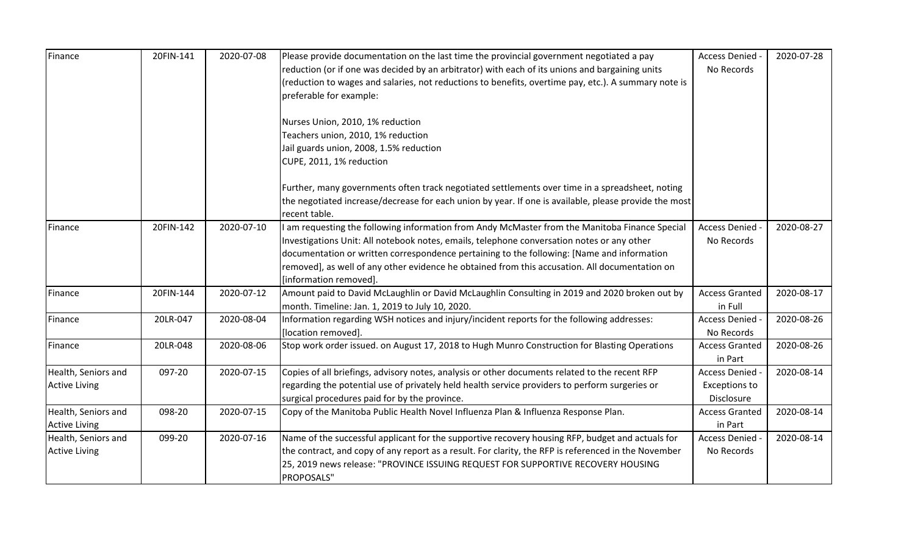| Finance | 20FIN-141 | 2020-07-08 | Please provide documentation on the last time the provincial government negotiated a pay reduction (or if one was decided by an arbitrator) with each of its unions and bargaining units (reduction to wages and salaries, not reductions to benefits, overtime pay, etc.). A summary note is preferable for example:<br><br>Nurses Union, 2010, 1% reduction<br>Teachers union, 2010, 1% reduction<br>Jail guards union, 2008, 1.5% reduction<br>CUPE, 2011, 1% reduction<br><br>Further, many governments often track negotiated settlements over time in a spreadsheet, noting the negotiated increase/decrease for each union by year. If one is available, please provide the most recent table. | Access Denied - No Records | 2020-07-28 |
|---|---|---|---|---|---|
| Finance | 20FIN-142 | 2020-07-10 | I am requesting the following information from Andy McMaster from the Manitoba Finance Special Investigations Unit: All notebook notes, emails, telephone conversation notes or any other documentation or written correspondence pertaining to the following: [Name and information removed], as well of any other evidence he obtained from this accusation. All documentation on [information removed]. | Access Denied - No Records | 2020-08-27 |
| Finance | 20FIN-144 | 2020-07-12 | Amount paid to David McLaughlin or David McLaughlin Consulting in 2019 and 2020 broken out by month. Timeline: Jan. 1, 2019 to July 10, 2020. | Access Granted in Full | 2020-08-17 |
| Finance | 20LR-047 | 2020-08-04 | Information regarding WSH notices and injury/incident reports for the following addresses: [location removed]. | Access Denied - No Records | 2020-08-26 |
| Finance | 20LR-048 | 2020-08-06 | Stop work order issued. on August 17, 2018 to Hugh Munro Construction for Blasting Operations | Access Granted in Part | 2020-08-26 |
| Health, Seniors and Active Living | 097-20 | 2020-07-15 | Copies of all briefings, advisory notes, analysis or other documents related to the recent RFP regarding the potential use of privately held health service providers to perform surgeries or surgical procedures paid for by the province. | Access Denied - Exceptions to Disclosure | 2020-08-14 |
| Health, Seniors and Active Living | 098-20 | 2020-07-15 | Copy of the Manitoba Public Health Novel Influenza Plan & Influenza Response Plan. | Access Granted in Part | 2020-08-14 |
| Health, Seniors and Active Living | 099-20 | 2020-07-16 | Name of the successful applicant for the supportive recovery housing RFP, budget and actuals for the contract, and copy of any report as a result. For clarity, the RFP is referenced in the November 25, 2019 news release: "PROVINCE ISSUING REQUEST FOR SUPPORTIVE RECOVERY HOUSING PROPOSALS" | Access Denied - No Records | 2020-08-14 |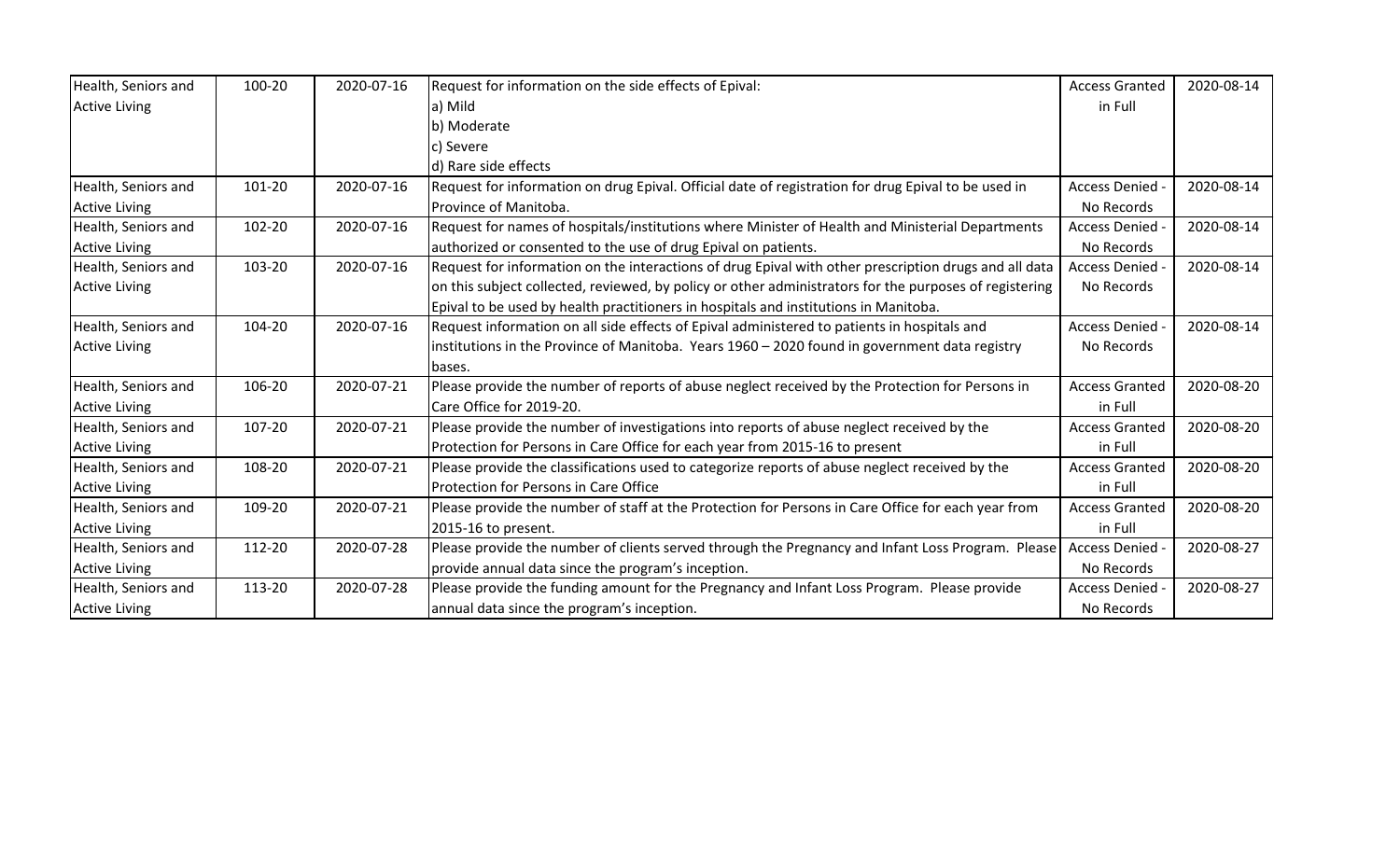| | | | | | |
|---|---|---|---|---|---|
| Health, Seniors and Active Living | 100-20 | 2020-07-16 | Request for information on the side effects of Epival:<br>a) Mild<br>b) Moderate<br>c) Severe<br>d) Rare side effects | Access Granted in Full | 2020-08-14 |
| Health, Seniors and Active Living | 101-20 | 2020-07-16 | Request for information on drug Epival. Official date of registration for drug Epival to be used in Province of Manitoba. | Access Denied - No Records | 2020-08-14 |
| Health, Seniors and Active Living | 102-20 | 2020-07-16 | Request for names of hospitals/institutions where Minister of Health and Ministerial Departments authorized or consented to the use of drug Epival on patients. | Access Denied - No Records | 2020-08-14 |
| Health, Seniors and Active Living | 103-20 | 2020-07-16 | Request for information on the interactions of drug Epival with other prescription drugs and all data on this subject collected, reviewed, by policy or other administrators for the purposes of registering Epival to be used by health practitioners in hospitals and institutions in Manitoba. | Access Denied - No Records | 2020-08-14 |
| Health, Seniors and Active Living | 104-20 | 2020-07-16 | Request information on all side effects of Epival administered to patients in hospitals and institutions in the Province of Manitoba. Years 1960 – 2020 found in government data registry bases. | Access Denied - No Records | 2020-08-14 |
| Health, Seniors and Active Living | 106-20 | 2020-07-21 | Please provide the number of reports of abuse neglect received by the Protection for Persons in Care Office for 2019-20. | Access Granted in Full | 2020-08-20 |
| Health, Seniors and Active Living | 107-20 | 2020-07-21 | Please provide the number of investigations into reports of abuse neglect received by the Protection for Persons in Care Office for each year from 2015-16 to present | Access Granted in Full | 2020-08-20 |
| Health, Seniors and Active Living | 108-20 | 2020-07-21 | Please provide the classifications used to categorize reports of abuse neglect received by the Protection for Persons in Care Office | Access Granted in Full | 2020-08-20 |
| Health, Seniors and Active Living | 109-20 | 2020-07-21 | Please provide the number of staff at the Protection for Persons in Care Office for each year from 2015-16 to present. | Access Granted in Full | 2020-08-20 |
| Health, Seniors and Active Living | 112-20 | 2020-07-28 | Please provide the number of clients served through the Pregnancy and Infant Loss Program. Please provide annual data since the program's inception. | Access Denied - No Records | 2020-08-27 |
| Health, Seniors and Active Living | 113-20 | 2020-07-28 | Please provide the funding amount for the Pregnancy and Infant Loss Program. Please provide annual data since the program's inception. | Access Denied - No Records | 2020-08-27 |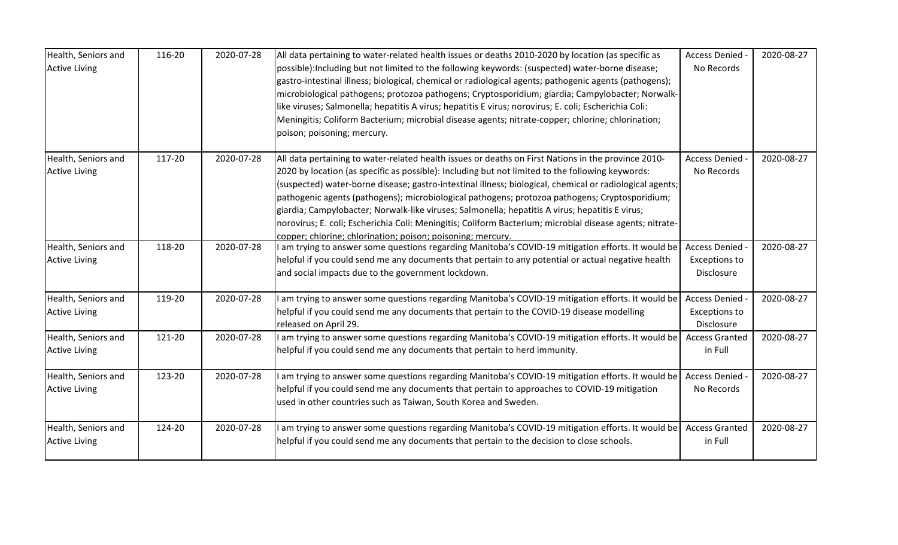| Health, Seniors and Active Living | 116-20 | 2020-07-28 | All data pertaining to water-related health issues or deaths 2010-2020 by location (as specific as possible):Including but not limited to the following keywords: (suspected) water-borne disease; gastro-intestinal illness; biological, chemical or radiological agents; pathogenic agents (pathogens); microbiological pathogens; protozoa pathogens; Cryptosporidium; giardia; Campylobacter; Norwalk-like viruses; Salmonella; hepatitis A virus; hepatitis E virus; norovirus; E. coli; Escherichia Coli: Meningitis; Coliform Bacterium; microbial disease agents; nitrate-copper; chlorine; chlorination; poison; poisoning; mercury. | Access Denied - No Records | 2020-08-27 |
|---|---|---|---|---|---|
| Health, Seniors and Active Living | 117-20 | 2020-07-28 | All data pertaining to water-related health issues or deaths on First Nations in the province 2010-2020 by location (as specific as possible): Including but not limited to the following keywords: (suspected) water-borne disease; gastro-intestinal illness; biological, chemical or radiological agents; pathogenic agents (pathogens); microbiological pathogens; protozoa pathogens; Cryptosporidium; giardia; Campylobacter; Norwalk-like viruses; Salmonella; hepatitis A virus; hepatitis E virus; norovirus; E. coli; Escherichia Coli: Meningitis; Coliform Bacterium; microbial disease agents; nitrate-copper; chlorine; chlorination; poison; poisoning; mercury. | Access Denied - No Records | 2020-08-27 |
| Health, Seniors and Active Living | 118-20 | 2020-07-28 | I am trying to answer some questions regarding Manitoba's COVID-19 mitigation efforts. It would be helpful if you could send me any documents that pertain to any potential or actual negative health and social impacts due to the government lockdown. | Access Denied - Exceptions to Disclosure | 2020-08-27 |
| Health, Seniors and Active Living | 119-20 | 2020-07-28 | I am trying to answer some questions regarding Manitoba's COVID-19 mitigation efforts. It would be helpful if you could send me any documents that pertain to the COVID-19 disease modelling released on April 29. | Access Denied - Exceptions to Disclosure | 2020-08-27 |
| Health, Seniors and Active Living | 121-20 | 2020-07-28 | I am trying to answer some questions regarding Manitoba's COVID-19 mitigation efforts. It would be helpful if you could send me any documents that pertain to herd immunity. | Access Granted in Full | 2020-08-27 |
| Health, Seniors and Active Living | 123-20 | 2020-07-28 | I am trying to answer some questions regarding Manitoba's COVID-19 mitigation efforts. It would be helpful if you could send me any documents that pertain to approaches to COVID-19 mitigation used in other countries such as Taiwan, South Korea and Sweden. | Access Denied - No Records | 2020-08-27 |
| Health, Seniors and Active Living | 124-20 | 2020-07-28 | I am trying to answer some questions regarding Manitoba's COVID-19 mitigation efforts. It would be helpful if you could send me any documents that pertain to the decision to close schools. | Access Granted in Full | 2020-08-27 |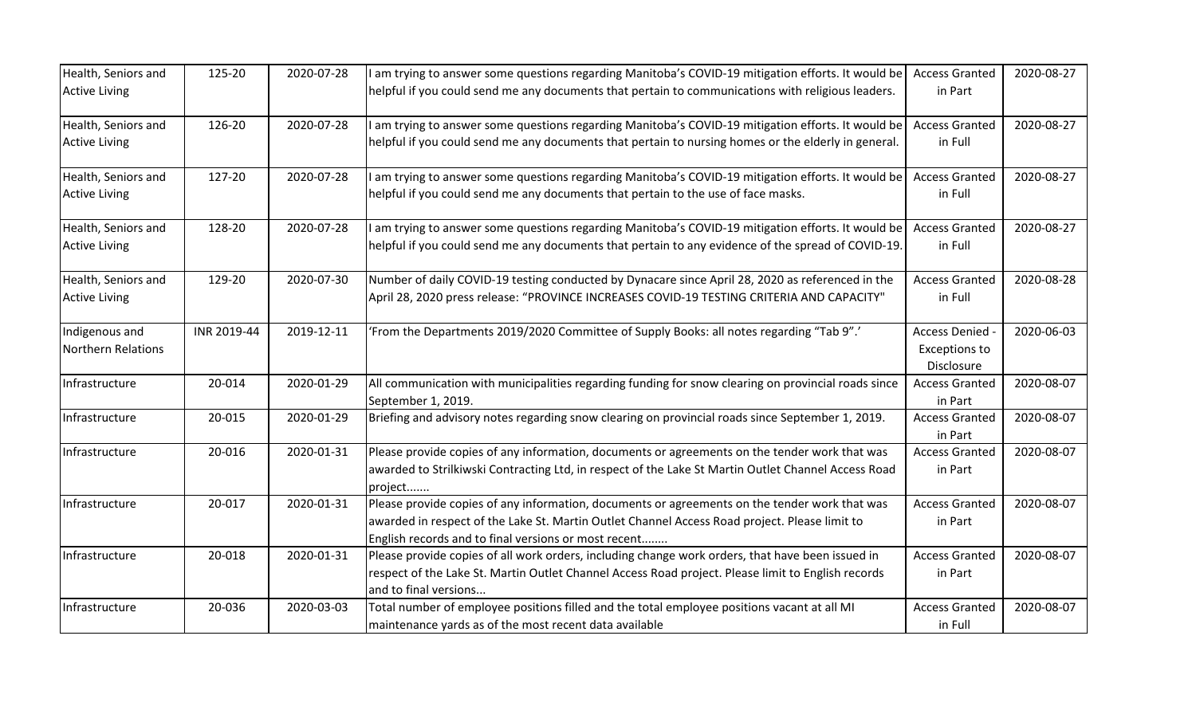| | | | | | |
|---|---|---|---|---|---|
| Health, Seniors and Active Living | 125-20 | 2020-07-28 | I am trying to answer some questions regarding Manitoba's COVID-19 mitigation efforts. It would be helpful if you could send me any documents that pertain to communications with religious leaders. | Access Granted in Part | 2020-08-27 |
| Health, Seniors and Active Living | 126-20 | 2020-07-28 | I am trying to answer some questions regarding Manitoba's COVID-19 mitigation efforts. It would be helpful if you could send me any documents that pertain to nursing homes or the elderly in general. | Access Granted in Full | 2020-08-27 |
| Health, Seniors and Active Living | 127-20 | 2020-07-28 | I am trying to answer some questions regarding Manitoba's COVID-19 mitigation efforts. It would be helpful if you could send me any documents that pertain to the use of face masks. | Access Granted in Full | 2020-08-27 |
| Health, Seniors and Active Living | 128-20 | 2020-07-28 | I am trying to answer some questions regarding Manitoba's COVID-19 mitigation efforts. It would be helpful if you could send me any documents that pertain to any evidence of the spread of COVID-19. | Access Granted in Full | 2020-08-27 |
| Health, Seniors and Active Living | 129-20 | 2020-07-30 | Number of daily COVID-19 testing conducted by Dynacare since April 28, 2020 as referenced in the April 28, 2020 press release: "PROVINCE INCREASES COVID-19 TESTING CRITERIA AND CAPACITY" | Access Granted in Full | 2020-08-28 |
| Indigenous and Northern Relations | INR 2019-44 | 2019-12-11 | 'From the Departments 2019/2020 Committee of Supply Books: all notes regarding "Tab 9".' | Access Denied - Exceptions to Disclosure | 2020-06-03 |
| Infrastructure | 20-014 | 2020-01-29 | All communication with municipalities regarding funding for snow clearing on provincial roads since September 1, 2019. | Access Granted in Part | 2020-08-07 |
| Infrastructure | 20-015 | 2020-01-29 | Briefing and advisory notes regarding snow clearing on provincial roads since September 1, 2019. | Access Granted in Part | 2020-08-07 |
| Infrastructure | 20-016 | 2020-01-31 | Please provide copies of any information, documents or agreements on the tender work that was awarded to Strilkiwski Contracting Ltd, in respect of the Lake St Martin Outlet Channel Access Road project....... | Access Granted in Part | 2020-08-07 |
| Infrastructure | 20-017 | 2020-01-31 | Please provide copies of any information, documents or agreements on the tender work that was awarded in respect of the Lake St. Martin Outlet Channel Access Road project. Please limit to English records and to final versions or most recent........ | Access Granted in Part | 2020-08-07 |
| Infrastructure | 20-018 | 2020-01-31 | Please provide copies of all work orders, including change work orders, that have been issued in respect of the Lake St. Martin Outlet Channel Access Road project. Please limit to English records and to final versions... | Access Granted in Part | 2020-08-07 |
| Infrastructure | 20-036 | 2020-03-03 | Total number of employee positions filled and the total employee positions vacant at all MI maintenance yards as of the most recent data available | Access Granted in Full | 2020-08-07 |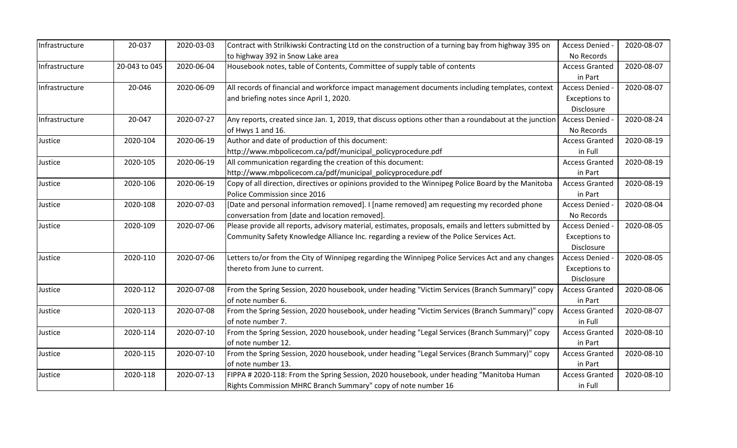| | | | | | |
|---|---|---|---|---|---|
| Infrastructure | 20-037 | 2020-03-03 | Contract with Strilkiwski Contracting Ltd on the construction of a turning bay from highway 395 on to highway 392 in Snow Lake area | Access Denied - No Records | 2020-08-07 |
| Infrastructure | 20-043 to 045 | 2020-06-04 | Housebook notes, table of Contents, Committee of supply table of contents | Access Granted in Part | 2020-08-07 |
| Infrastructure | 20-046 | 2020-06-09 | All records of financial and workforce impact management documents including templates, context and briefing notes since April 1, 2020. | Access Denied - Exceptions to Disclosure | 2020-08-07 |
| Infrastructure | 20-047 | 2020-07-27 | Any reports, created since Jan. 1, 2019, that discuss options other than a roundabout at the junction of Hwys 1 and 16. | Access Denied - No Records | 2020-08-24 |
| Justice | 2020-104 | 2020-06-19 | Author and date of production of this document: http://www.mbpolicecom.ca/pdf/municipal_policyprocedure.pdf | Access Granted in Full | 2020-08-19 |
| Justice | 2020-105 | 2020-06-19 | All communication regarding the creation of this document: http://www.mbpolicecom.ca/pdf/municipal_policyprocedure.pdf | Access Granted in Part | 2020-08-19 |
| Justice | 2020-106 | 2020-06-19 | Copy of all direction, directives or opinions provided to the Winnipeg Police Board by the Manitoba Police Commission since 2016 | Access Granted in Part | 2020-08-19 |
| Justice | 2020-108 | 2020-07-03 | [Date and personal information removed]. I [name removed] am requesting my recorded phone conversation from [date and location removed]. | Access Denied - No Records | 2020-08-04 |
| Justice | 2020-109 | 2020-07-06 | Please provide all reports, advisory material, estimates, proposals, emails and letters submitted by Community Safety Knowledge Alliance Inc. regarding a review of the Police Services Act. | Access Denied - Exceptions to Disclosure | 2020-08-05 |
| Justice | 2020-110 | 2020-07-06 | Letters to/or from the City of Winnipeg regarding the Winnipeg Police Services Act and any changes thereto from June to current. | Access Denied - Exceptions to Disclosure | 2020-08-05 |
| Justice | 2020-112 | 2020-07-08 | From the Spring Session, 2020 housebook, under heading "Victim Services (Branch Summary)" copy of note number 6. | Access Granted in Part | 2020-08-06 |
| Justice | 2020-113 | 2020-07-08 | From the Spring Session, 2020 housebook, under heading "Victim Services (Branch Summary)" copy of note number 7. | Access Granted in Full | 2020-08-07 |
| Justice | 2020-114 | 2020-07-10 | From the Spring Session, 2020 housebook, under heading "Legal Services (Branch Summary)" copy of note number 12. | Access Granted in Part | 2020-08-10 |
| Justice | 2020-115 | 2020-07-10 | From the Spring Session, 2020 housebook, under heading "Legal Services (Branch Summary)" copy of note number 13. | Access Granted in Part | 2020-08-10 |
| Justice | 2020-118 | 2020-07-13 | FIPPA # 2020-118: From the Spring Session, 2020 housebook, under heading "Manitoba Human Rights Commission MHRC Branch Summary" copy of note number 16 | Access Granted in Full | 2020-08-10 |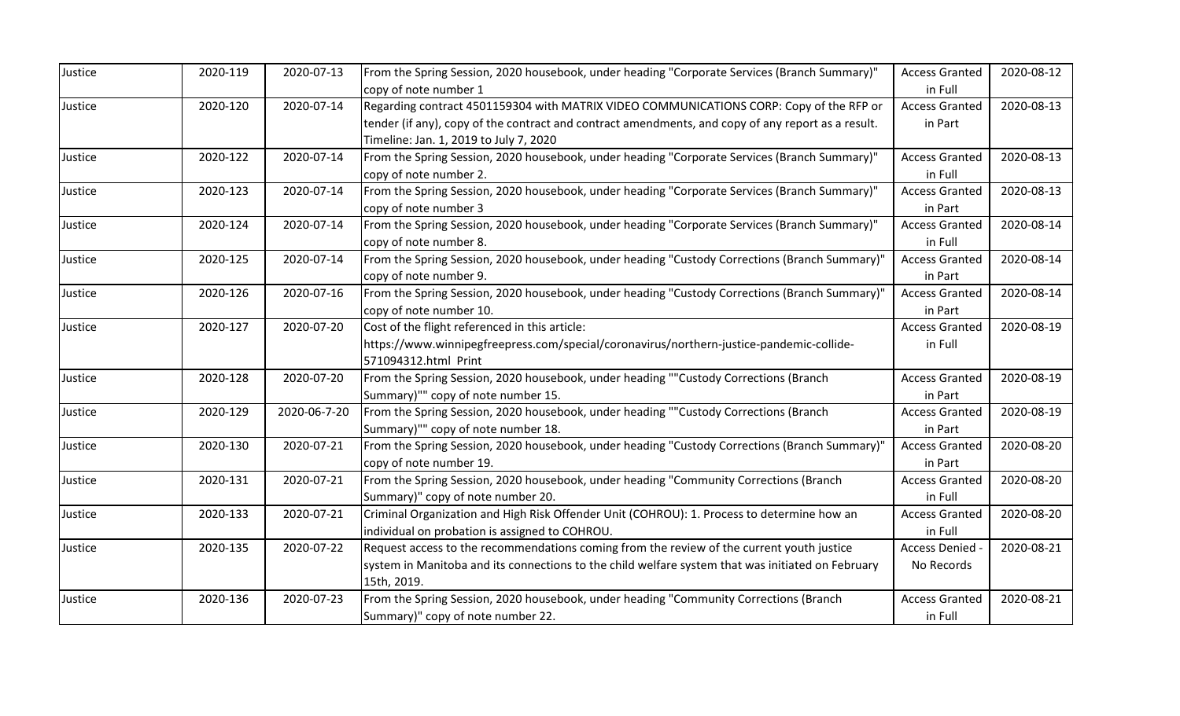| | | | | | |
|---|---|---|---|---|---|
| Justice | 2020-119 | 2020-07-13 | From the Spring Session, 2020 housebook, under heading "Corporate Services (Branch Summary)" copy of note number 1 | Access Granted in Full | 2020-08-12 |
| Justice | 2020-120 | 2020-07-14 | Regarding contract 4501159304 with MATRIX VIDEO COMMUNICATIONS CORP: Copy of the RFP or tender (if any), copy of the contract and contract amendments, and copy of any report as a result. Timeline: Jan. 1, 2019 to July 7, 2020 | Access Granted in Part | 2020-08-13 |
| Justice | 2020-122 | 2020-07-14 | From the Spring Session, 2020 housebook, under heading "Corporate Services (Branch Summary)" copy of note number 2. | Access Granted in Full | 2020-08-13 |
| Justice | 2020-123 | 2020-07-14 | From the Spring Session, 2020 housebook, under heading "Corporate Services (Branch Summary)" copy of note number 3 | Access Granted in Part | 2020-08-13 |
| Justice | 2020-124 | 2020-07-14 | From the Spring Session, 2020 housebook, under heading "Corporate Services (Branch Summary)" copy of note number 8. | Access Granted in Full | 2020-08-14 |
| Justice | 2020-125 | 2020-07-14 | From the Spring Session, 2020 housebook, under heading "Custody Corrections (Branch Summary)" copy of note number 9. | Access Granted in Part | 2020-08-14 |
| Justice | 2020-126 | 2020-07-16 | From the Spring Session, 2020 housebook, under heading "Custody Corrections (Branch Summary)" copy of note number 10. | Access Granted in Part | 2020-08-14 |
| Justice | 2020-127 | 2020-07-20 | Cost of the flight referenced in this article: https://www.winnipegfreepress.com/special/coronavirus/northern-justice-pandemic-collide-571094312.html Print | Access Granted in Full | 2020-08-19 |
| Justice | 2020-128 | 2020-07-20 | From the Spring Session, 2020 housebook, under heading ""Custody Corrections (Branch Summary)"" copy of note number 15. | Access Granted in Part | 2020-08-19 |
| Justice | 2020-129 | 2020-06-7-20 | From the Spring Session, 2020 housebook, under heading ""Custody Corrections (Branch Summary)"" copy of note number 18. | Access Granted in Part | 2020-08-19 |
| Justice | 2020-130 | 2020-07-21 | From the Spring Session, 2020 housebook, under heading "Custody Corrections (Branch Summary)" copy of note number 19. | Access Granted in Part | 2020-08-20 |
| Justice | 2020-131 | 2020-07-21 | From the Spring Session, 2020 housebook, under heading "Community Corrections (Branch Summary)" copy of note number 20. | Access Granted in Full | 2020-08-20 |
| Justice | 2020-133 | 2020-07-21 | Criminal Organization and High Risk Offender Unit (COHROU): 1. Process to determine how an individual on probation is assigned to COHROU. | Access Granted in Full | 2020-08-20 |
| Justice | 2020-135 | 2020-07-22 | Request access to the recommendations coming from the review of the current youth justice system in Manitoba and its connections to the child welfare system that was initiated on February 15th, 2019. | Access Denied - No Records | 2020-08-21 |
| Justice | 2020-136 | 2020-07-23 | From the Spring Session, 2020 housebook, under heading "Community Corrections (Branch Summary)" copy of note number 22. | Access Granted in Full | 2020-08-21 |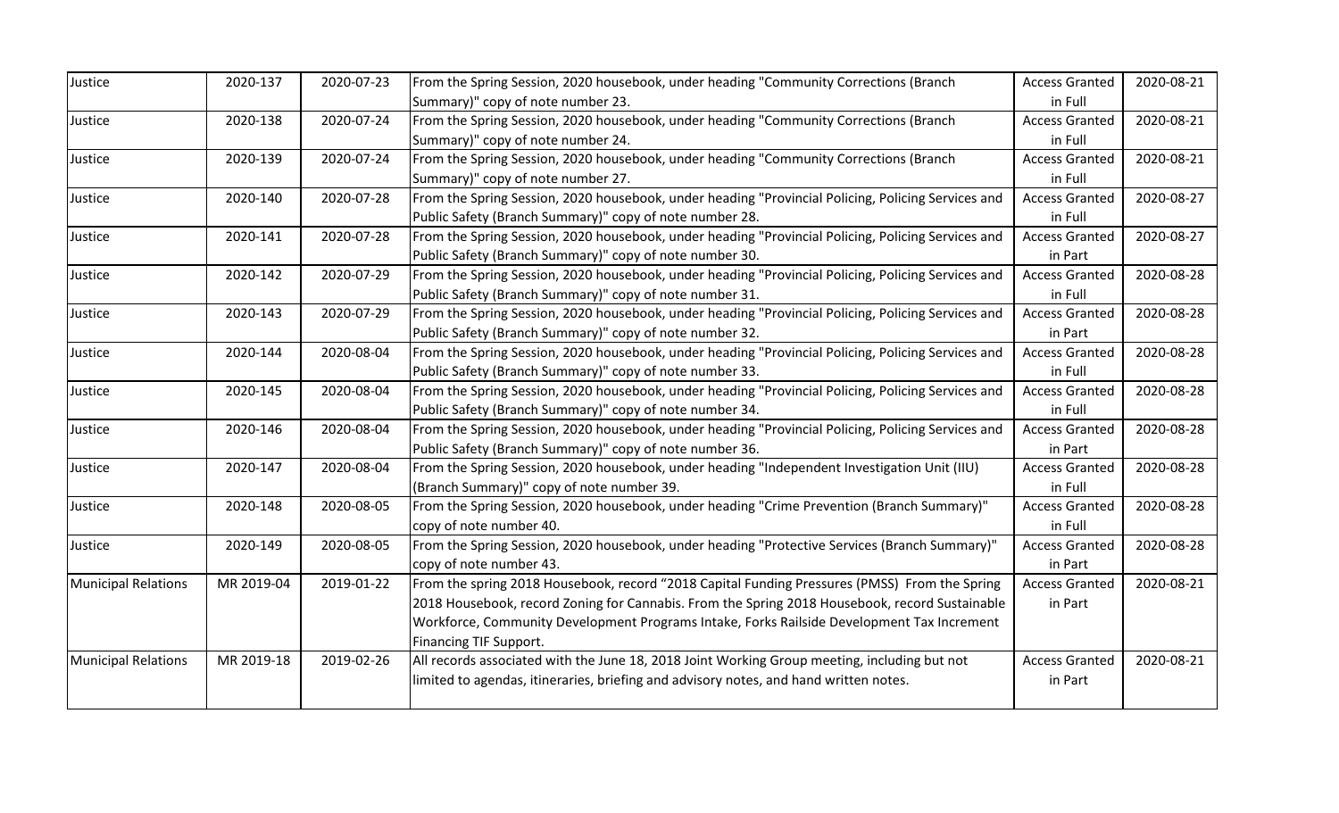| Justice | 2020-137 | 2020-07-23 | From the Spring Session, 2020 housebook, under heading "Community Corrections (Branch Summary)" copy of note number 23. | Access Granted in Full | 2020-08-21 |
|---|---|---|---|---|---|
| Justice | 2020-138 | 2020-07-24 | From the Spring Session, 2020 housebook, under heading "Community Corrections (Branch Summary)" copy of note number 24. | Access Granted in Full | 2020-08-21 |
| Justice | 2020-139 | 2020-07-24 | From the Spring Session, 2020 housebook, under heading "Community Corrections (Branch Summary)" copy of note number 27. | Access Granted in Full | 2020-08-21 |
| Justice | 2020-140 | 2020-07-28 | From the Spring Session, 2020 housebook, under heading "Provincial Policing, Policing Services and Public Safety (Branch Summary)" copy of note number 28. | Access Granted in Full | 2020-08-27 |
| Justice | 2020-141 | 2020-07-28 | From the Spring Session, 2020 housebook, under heading "Provincial Policing, Policing Services and Public Safety (Branch Summary)" copy of note number 30. | Access Granted in Part | 2020-08-27 |
| Justice | 2020-142 | 2020-07-29 | From the Spring Session, 2020 housebook, under heading "Provincial Policing, Policing Services and Public Safety (Branch Summary)" copy of note number 31. | Access Granted in Full | 2020-08-28 |
| Justice | 2020-143 | 2020-07-29 | From the Spring Session, 2020 housebook, under heading "Provincial Policing, Policing Services and Public Safety (Branch Summary)" copy of note number 32. | Access Granted in Part | 2020-08-28 |
| Justice | 2020-144 | 2020-08-04 | From the Spring Session, 2020 housebook, under heading "Provincial Policing, Policing Services and Public Safety (Branch Summary)" copy of note number 33. | Access Granted in Full | 2020-08-28 |
| Justice | 2020-145 | 2020-08-04 | From the Spring Session, 2020 housebook, under heading "Provincial Policing, Policing Services and Public Safety (Branch Summary)" copy of note number 34. | Access Granted in Full | 2020-08-28 |
| Justice | 2020-146 | 2020-08-04 | From the Spring Session, 2020 housebook, under heading "Provincial Policing, Policing Services and Public Safety (Branch Summary)" copy of note number 36. | Access Granted in Part | 2020-08-28 |
| Justice | 2020-147 | 2020-08-04 | From the Spring Session, 2020 housebook, under heading "Independent Investigation Unit (IIU) (Branch Summary)" copy of note number 39. | Access Granted in Full | 2020-08-28 |
| Justice | 2020-148 | 2020-08-05 | From the Spring Session, 2020 housebook, under heading "Crime Prevention (Branch Summary)" copy of note number 40. | Access Granted in Full | 2020-08-28 |
| Justice | 2020-149 | 2020-08-05 | From the Spring Session, 2020 housebook, under heading "Protective Services (Branch Summary)" copy of note number 43. | Access Granted in Part | 2020-08-28 |
| Municipal Relations | MR 2019-04 | 2019-01-22 | From the spring 2018 Housebook, record "2018 Capital Funding Pressures (PMSS) From the Spring 2018 Housebook, record Zoning for Cannabis. From the Spring 2018 Housebook, record Sustainable Workforce, Community Development Programs Intake, Forks Railside Development Tax Increment Financing TIF Support. | Access Granted in Part | 2020-08-21 |
| Municipal Relations | MR 2019-18 | 2019-02-26 | All records associated with the June 18, 2018 Joint Working Group meeting, including but not limited to agendas, itineraries, briefing and advisory notes, and hand written notes. | Access Granted in Part | 2020-08-21 |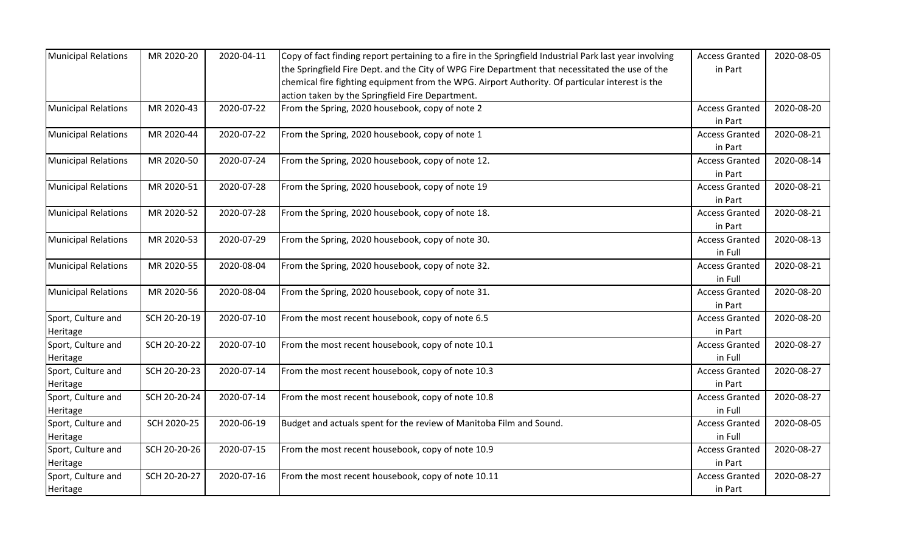| | | | | | |
|---|---|---|---|---|---|
| Municipal Relations | MR 2020-20 | 2020-04-11 | Copy of fact finding report pertaining to a fire in the Springfield Industrial Park last year involving the Springfield Fire Dept. and the City of WPG Fire Department that necessitated the use of the chemical fire fighting equipment from the WPG. Airport Authority. Of particular interest is the action taken by the Springfield Fire Department. | Access Granted in Part | 2020-08-05 |
| Municipal Relations | MR 2020-43 | 2020-07-22 | From the Spring, 2020 housebook, copy of note 2 | Access Granted in Part | 2020-08-20 |
| Municipal Relations | MR 2020-44 | 2020-07-22 | From the Spring, 2020 housebook, copy of note 1 | Access Granted in Part | 2020-08-21 |
| Municipal Relations | MR 2020-50 | 2020-07-24 | From the Spring, 2020 housebook, copy of note 12. | Access Granted in Part | 2020-08-14 |
| Municipal Relations | MR 2020-51 | 2020-07-28 | From the Spring, 2020 housebook, copy of note 19 | Access Granted in Part | 2020-08-21 |
| Municipal Relations | MR 2020-52 | 2020-07-28 | From the Spring, 2020 housebook, copy of note 18. | Access Granted in Part | 2020-08-21 |
| Municipal Relations | MR 2020-53 | 2020-07-29 | From the Spring, 2020 housebook, copy of note 30. | Access Granted in Full | 2020-08-13 |
| Municipal Relations | MR 2020-55 | 2020-08-04 | From the Spring, 2020 housebook, copy of note 32. | Access Granted in Full | 2020-08-21 |
| Municipal Relations | MR 2020-56 | 2020-08-04 | From the Spring, 2020 housebook, copy of note 31. | Access Granted in Part | 2020-08-20 |
| Sport, Culture and Heritage | SCH 20-20-19 | 2020-07-10 | From the most recent housebook, copy of note 6.5 | Access Granted in Part | 2020-08-20 |
| Sport, Culture and Heritage | SCH 20-20-22 | 2020-07-10 | From the most recent housebook, copy of note 10.1 | Access Granted in Full | 2020-08-27 |
| Sport, Culture and Heritage | SCH 20-20-23 | 2020-07-14 | From the most recent housebook, copy of note 10.3 | Access Granted in Part | 2020-08-27 |
| Sport, Culture and Heritage | SCH 20-20-24 | 2020-07-14 | From the most recent housebook, copy of note 10.8 | Access Granted in Full | 2020-08-27 |
| Sport, Culture and Heritage | SCH 2020-25 | 2020-06-19 | Budget and actuals spent for the review of Manitoba Film and Sound. | Access Granted in Full | 2020-08-05 |
| Sport, Culture and Heritage | SCH 20-20-26 | 2020-07-15 | From the most recent housebook, copy of note 10.9 | Access Granted in Part | 2020-08-27 |
| Sport, Culture and Heritage | SCH 20-20-27 | 2020-07-16 | From the most recent housebook, copy of note 10.11 | Access Granted in Part | 2020-08-27 |